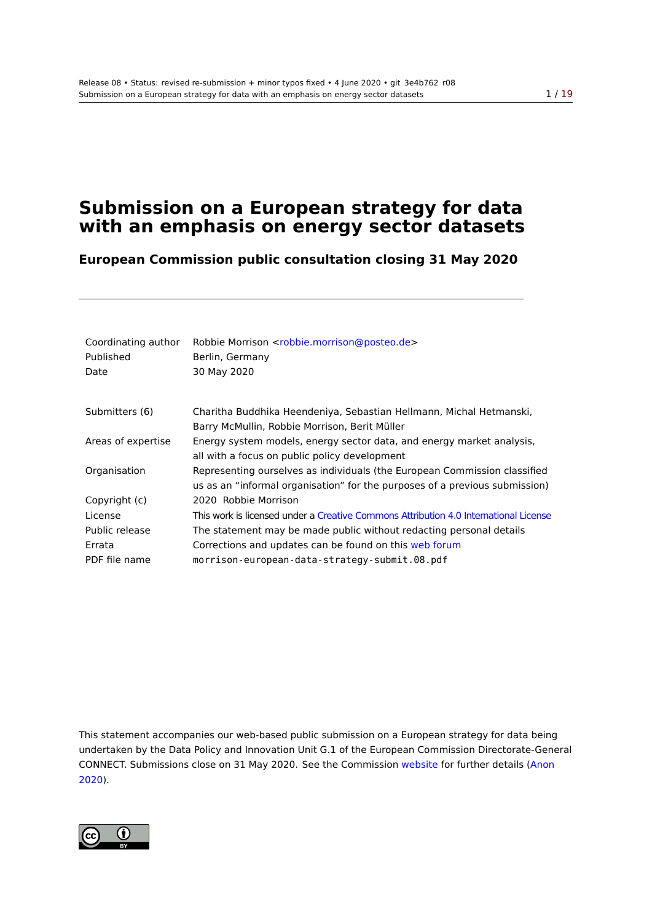# Submission on a European strategy for data with an emphasis on energy sector datasets

## European Commission public consultation closing 31 May 2020

---

| | |
|---|---|
| Coordinating author | Robbie Morrison <robbie.morrison@posteo.de> |
| Published | Berlin, Germany |
| Date | 30 May 2020 |
| | |
| Submitters (6) | Charitha Buddhika Heendeniya, Sebastian Hellmann, Michal Hetmanski, Barry McMullin, Robbie Morrison, Berit Müller |
| Areas of expertise | Energy system models, energy sector data, and energy market analysis, all with a focus on public policy development |
| Organisation | Representing ourselves as individuals (the European Commission classified us as an "informal organisation" for the purposes of a previous submission) |
| Copyright (c) | 2020 Robbie Morrison |
| License | This work is licensed under a Creative Commons Attribution 4.0 International License |
| Public release | The statement may be made public without redacting personal details |
| Errata | Corrections and updates can be found on this web forum |
| PDF file name | `morrison-european-data-strategy-submit.08.pdf` |

This statement accompanies our web-based public submission on a European strategy for data being undertaken by the Data Policy and Innovation Unit G.1 of the European Commission Directorate-General CONNECT. Submissions close on 31 May 2020. See the Commission website for further details (Anon 2020).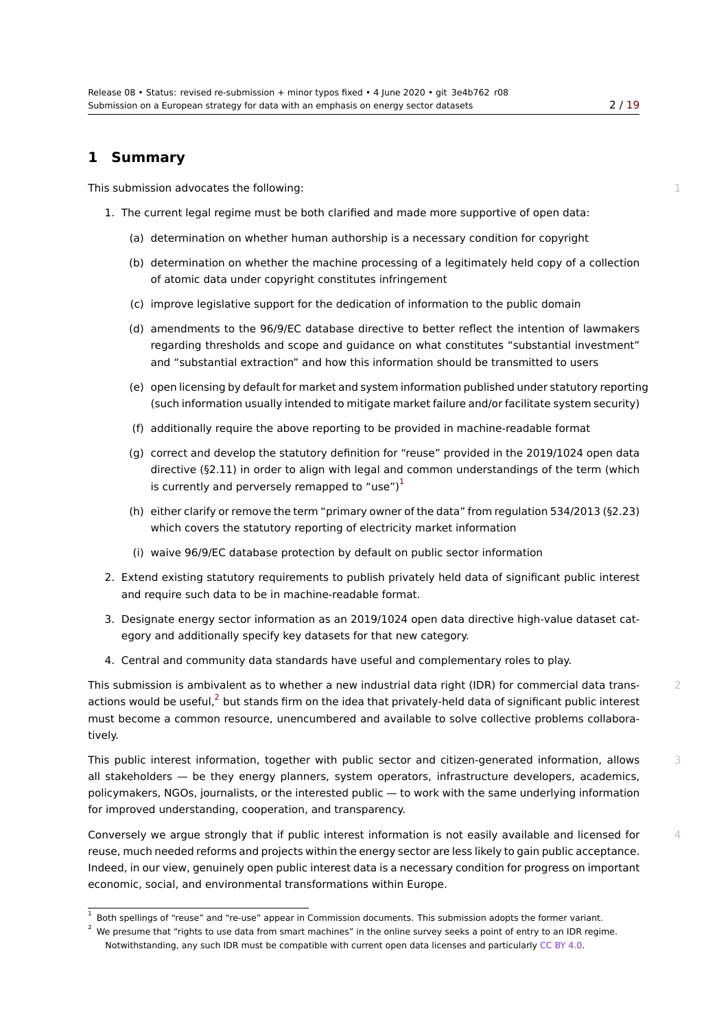# 1 Summary

This submission advocates the following:

1. The current legal regime must be both clarified and made more supportive of open data:
   (a) determination on whether human authorship is a necessary condition for copyright
   (b) determination on whether the machine processing of a legitimately held copy of a collection of atomic data under copyright constitutes infringement
   (c) improve legislative support for the dedication of information to the public domain
   (d) amendments to the 96/9/EC database directive to better reflect the intention of lawmakers regarding thresholds and scope and guidance on what constitutes "substantial investment" and "substantial extraction" and how this information should be transmitted to users
   (e) open licensing by default for market and system information published under statutory reporting (such information usually intended to mitigate market failure and/or facilitate system security)
   (f) additionally require the above reporting to be provided in machine-readable format
   (g) correct and develop the statutory definition for "reuse" provided in the 2019/1024 open data directive (§2.11) in order to align with legal and common understandings of the term (which is currently and perversely remapped to "use")[1]
   (h) either clarify or remove the term "primary owner of the data" from regulation 534/2013 (§2.23) which covers the statutory reporting of electricity market information
   (i) waive 96/9/EC database protection by default on public sector information
2. Extend existing statutory requirements to publish privately held data of significant public interest and require such data to be in machine-readable format.
3. Designate energy sector information as an 2019/1024 open data directive high-value dataset category and additionally specify key datasets for that new category.
4. Central and community data standards have useful and complementary roles to play.

This submission is ambivalent as to whether a new industrial data right (IDR) for commercial data transactions would be useful,[2] but stands firm on the idea that privately-held data of significant public interest must become a common resource, unencumbered and available to solve collective problems collaboratively.

This public interest information, together with public sector and citizen-generated information, allows all stakeholders — be they energy planners, system operators, infrastructure developers, academics, policymakers, NGOs, journalists, or the interested public — to work with the same underlying information for improved understanding, cooperation, and transparency.

Conversely we argue strongly that if public interest information is not easily available and licensed for reuse, much needed reforms and projects within the energy sector are less likely to gain public acceptance. Indeed, in our view, genuinely open public interest data is a necessary condition for progress on important economic, social, and environmental transformations within Europe.

---

[1] Both spellings of "reuse" and "re-use" appear in Commission documents. This submission adopts the former variant.

[2] We presume that "rights to use data from smart machines" in the online survey seeks a point of entry to an IDR regime. Notwithstanding, any such IDR must be compatible with current open data licenses and particularly CC BY 4.0.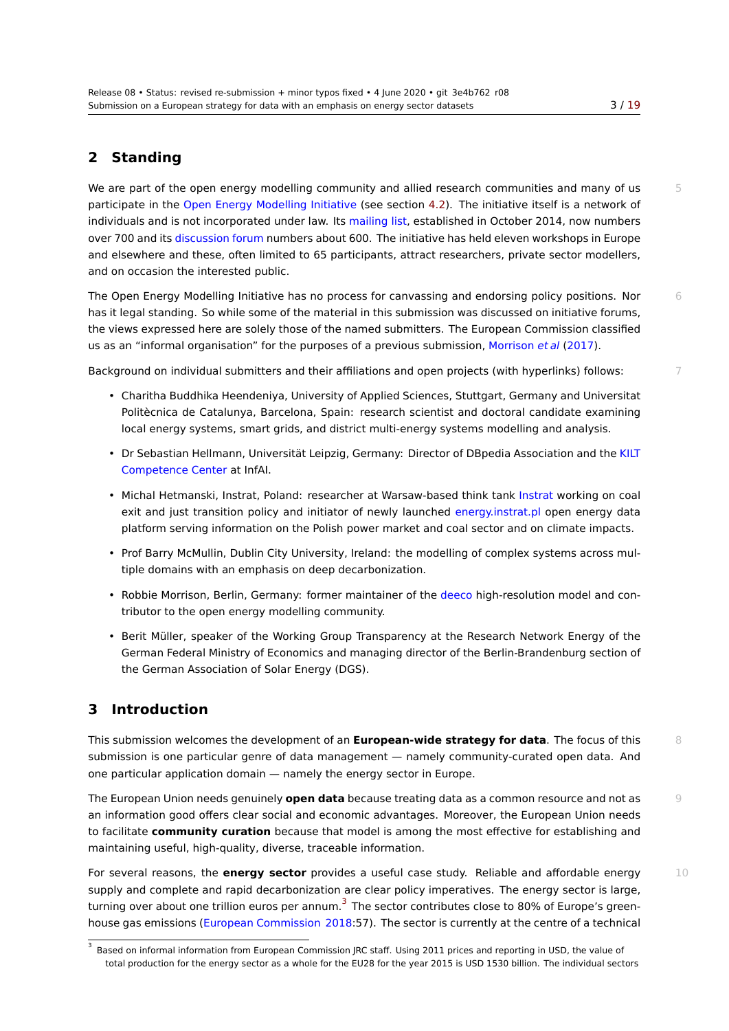## 2 Standing

We are part of the open energy modelling community and allied research communities and many of us participate in the Open Energy Modelling Initiative (see section 4.2). The initiative itself is a network of individuals and is not incorporated under law. Its mailing list, established in October 2014, now numbers over 700 and its discussion forum numbers about 600. The initiative has held eleven workshops in Europe and elsewhere and these, often limited to 65 participants, attract researchers, private sector modellers, and on occasion the interested public.

The Open Energy Modelling Initiative has no process for canvassing and endorsing policy positions. Nor has it legal standing. So while some of the material in this submission was discussed on initiative forums, the views expressed here are solely those of the named submitters. The European Commission classified us as an "informal organisation" for the purposes of a previous submission, Morrison *et al* (2017).

Background on individual submitters and their affiliations and open projects (with hyperlinks) follows:

- Charitha Buddhika Heendeniya, University of Applied Sciences, Stuttgart, Germany and Universitat Politècnica de Catalunya, Barcelona, Spain: research scientist and doctoral candidate examining local energy systems, smart grids, and district multi-energy systems modelling and analysis.
- Dr Sebastian Hellmann, Universität Leipzig, Germany: Director of DBpedia Association and the KILT Competence Center at InfAI.
- Michal Hetmanski, Instrat, Poland: researcher at Warsaw-based think tank Instrat working on coal exit and just transition policy and initiator of newly launched energy.instrat.pl open energy data platform serving information on the Polish power market and coal sector and on climate impacts.
- Prof Barry McMullin, Dublin City University, Ireland: the modelling of complex systems across multiple domains with an emphasis on deep decarbonization.
- Robbie Morrison, Berlin, Germany: former maintainer of the deeco high-resolution model and contributor to the open energy modelling community.
- Berit Müller, speaker of the Working Group Transparency at the Research Network Energy of the German Federal Ministry of Economics and managing director of the Berlin-Brandenburg section of the German Association of Solar Energy (DGS).

## 3 Introduction

This submission welcomes the development of an **European-wide strategy for data**. The focus of this submission is one particular genre of data management — namely community-curated open data. And one particular application domain — namely the energy sector in Europe.

The European Union needs genuinely **open data** because treating data as a common resource and not as an information good offers clear social and economic advantages. Moreover, the European Union needs to facilitate **community curation** because that model is among the most effective for establishing and maintaining useful, high-quality, diverse, traceable information.

For several reasons, the **energy sector** provides a useful case study. Reliable and affordable energy supply and complete and rapid decarbonization are clear policy imperatives. The energy sector is large, turning over about one trillion euros per annum.[3] The sector contributes close to 80% of Europe's greenhouse gas emissions (European Commission 2018:57). The sector is currently at the centre of a technical

[3] Based on informal information from European Commission JRC staff. Using 2011 prices and reporting in USD, the value of total production for the energy sector as a whole for the EU28 for the year 2015 is USD 1530 billion. The individual sectors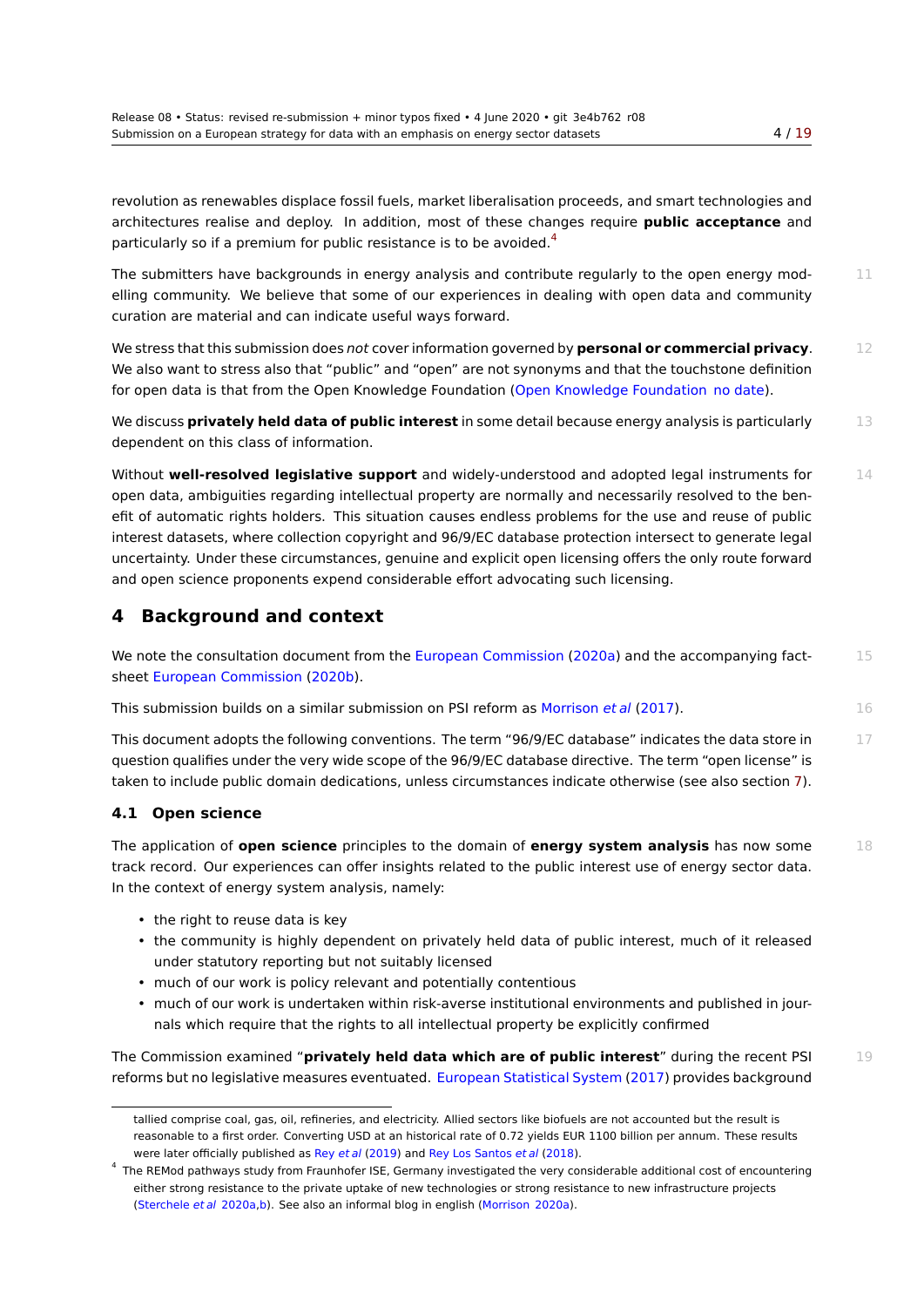revolution as renewables displace fossil fuels, market liberalisation proceeds, and smart technologies and architectures realise and deploy. In addition, most of these changes require **public acceptance** and particularly so if a premium for public resistance is to be avoided.[4]

The submitters have backgrounds in energy analysis and contribute regularly to the open energy modelling community. We believe that some of our experiences in dealing with open data and community curation are material and can indicate useful ways forward.

We stress that this submission does *not* cover information governed by **personal or commercial privacy**. We also want to stress also that "public" and "open" are not synonyms and that the touchstone definition for open data is that from the Open Knowledge Foundation (Open Knowledge Foundation no date).

We discuss **privately held data of public interest** in some detail because energy analysis is particularly dependent on this class of information.

Without **well-resolved legislative support** and widely-understood and adopted legal instruments for open data, ambiguities regarding intellectual property are normally and necessarily resolved to the benefit of automatic rights holders. This situation causes endless problems for the use and reuse of public interest datasets, where collection copyright and 96/9/EC database protection intersect to generate legal uncertainty. Under these circumstances, genuine and explicit open licensing offers the only route forward and open science proponents expend considerable effort advocating such licensing.

## 4 Background and context

We note the consultation document from the European Commission (2020a) and the accompanying factsheet European Commission (2020b).

This submission builds on a similar submission on PSI reform as Morrison *et al* (2017).

This document adopts the following conventions. The term "96/9/EC database" indicates the data store in question qualifies under the very wide scope of the 96/9/EC database directive. The term "open license" is taken to include public domain dedications, unless circumstances indicate otherwise (see also section 7).

### 4.1 Open science

The application of **open science** principles to the domain of **energy system analysis** has now some track record. Our experiences can offer insights related to the public interest use of energy sector data. In the context of energy system analysis, namely:

- the right to reuse data is key
- the community is highly dependent on privately held data of public interest, much of it released under statutory reporting but not suitably licensed
- much of our work is policy relevant and potentially contentious
- much of our work is undertaken within risk-averse institutional environments and published in journals which require that the rights to all intellectual property be explicitly confirmed

The Commission examined "**privately held data which are of public interest**" during the recent PSI reforms but no legislative measures eventuated. European Statistical System (2017) provides background

---

tallied comprise coal, gas, oil, refineries, and electricity. Allied sectors like biofuels are not accounted but the result is reasonable to a first order. Converting USD at an historical rate of 0.72 yields EUR 1100 billion per annum. These results were later officially published as Rey *et al* (2019) and Rey Los Santos *et al* (2018).

[4] The REMod pathways study from Fraunhofer ISE, Germany investigated the very considerable additional cost of encountering either strong resistance to the private uptake of new technologies or strong resistance to new infrastructure projects (Sterchele *et al* 2020a,b). See also an informal blog in english (Morrison 2020a).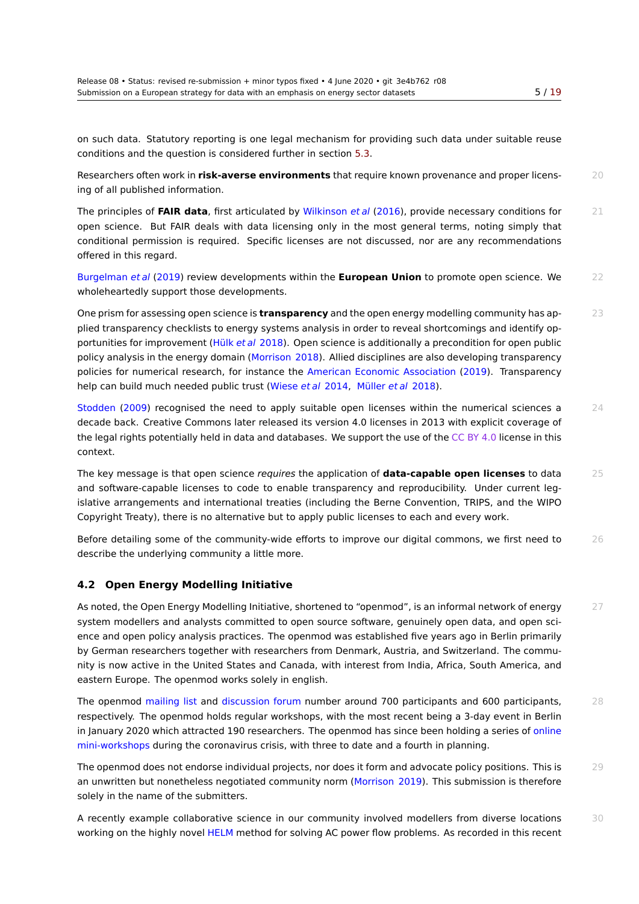on such data. Statutory reporting is one legal mechanism for providing such data under suitable reuse conditions and the question is considered further in section 5.3.

Researchers often work in **risk-averse environments** that require known provenance and proper licensing of all published information.

The principles of **FAIR data**, first articulated by Wilkinson *et al* (2016), provide necessary conditions for open science. But FAIR deals with data licensing only in the most general terms, noting simply that conditional permission is required. Specific licenses are not discussed, nor are any recommendations offered in this regard.

Burgelman *et al* (2019) review developments within the **European Union** to promote open science. We wholeheartedly support those developments.

One prism for assessing open science is **transparency** and the open energy modelling community has applied transparency checklists to energy systems analysis in order to reveal shortcomings and identify opportunities for improvement (Hülk *et al* 2018). Open science is additionally a precondition for open public policy analysis in the energy domain (Morrison 2018). Allied disciplines are also developing transparency policies for numerical research, for instance the American Economic Association (2019). Transparency help can build much needed public trust (Wiese *et al* 2014, Müller *et al* 2018).

Stodden (2009) recognised the need to apply suitable open licenses within the numerical sciences a decade back. Creative Commons later released its version 4.0 licenses in 2013 with explicit coverage of the legal rights potentially held in data and databases. We support the use of the CC BY 4.0 license in this context.

The key message is that open science *requires* the application of **data-capable open licenses** to data and software-capable licenses to code to enable transparency and reproducibility. Under current legislative arrangements and international treaties (including the Berne Convention, TRIPS, and the WIPO Copyright Treaty), there is no alternative but to apply public licenses to each and every work.

Before detailing some of the community-wide efforts to improve our digital commons, we first need to describe the underlying community a little more.

### 4.2 Open Energy Modelling Initiative

As noted, the Open Energy Modelling Initiative, shortened to "openmod", is an informal network of energy system modellers and analysts committed to open source software, genuinely open data, and open science and open policy analysis practices. The openmod was established five years ago in Berlin primarily by German researchers together with researchers from Denmark, Austria, and Switzerland. The community is now active in the United States and Canada, with interest from India, Africa, South America, and eastern Europe. The openmod works solely in english.

The openmod mailing list and discussion forum number around 700 participants and 600 participants, respectively. The openmod holds regular workshops, with the most recent being a 3-day event in Berlin in January 2020 which attracted 190 researchers. The openmod has since been holding a series of online mini-workshops during the coronavirus crisis, with three to date and a fourth in planning.

The openmod does not endorse individual projects, nor does it form and advocate policy positions. This is an unwritten but nonetheless negotiated community norm (Morrison 2019). This submission is therefore solely in the name of the submitters.

A recently example collaborative science in our community involved modellers from diverse locations working on the highly novel HELM method for solving AC power flow problems. As recorded in this recent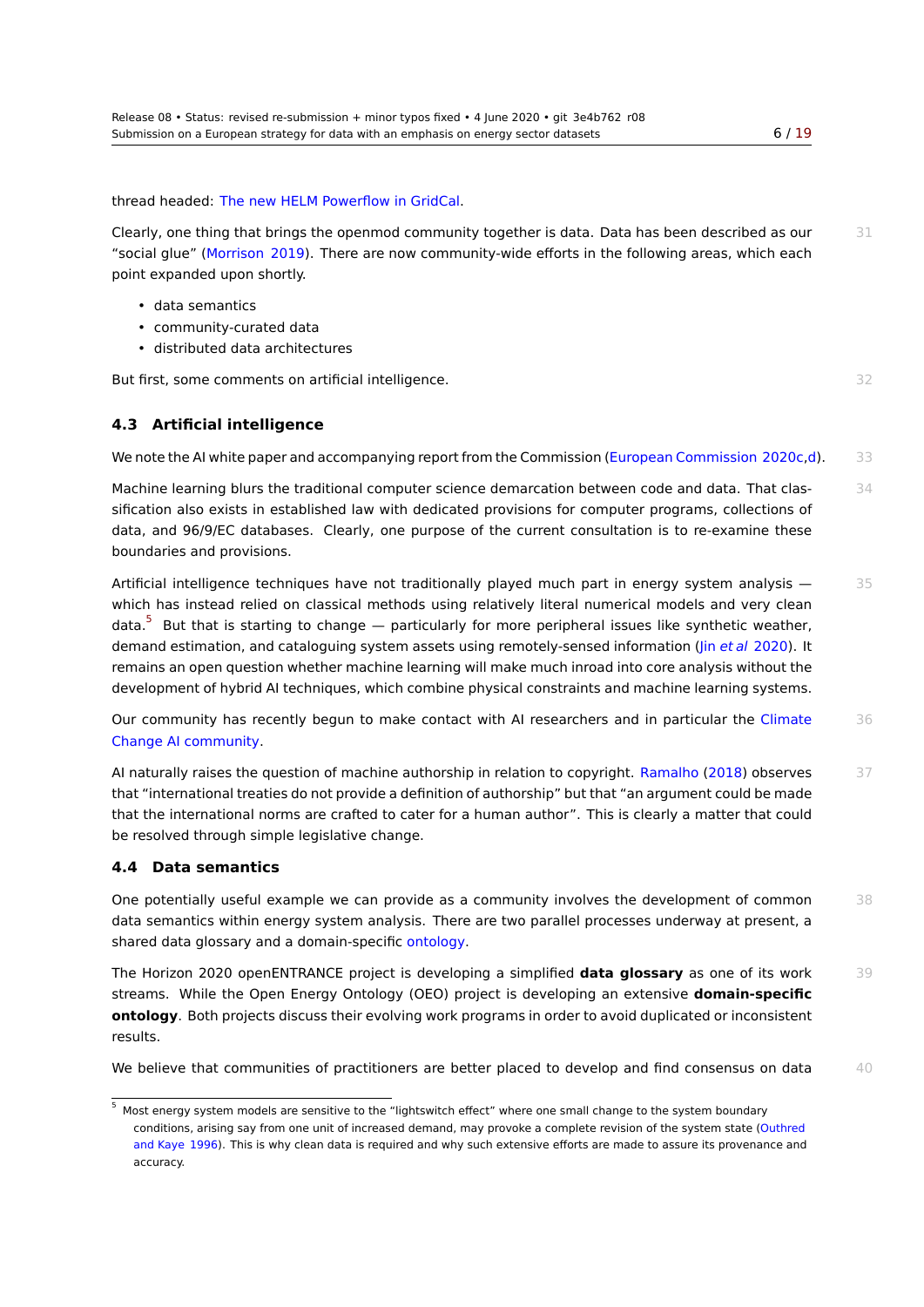thread headed: The new HELM Powerflow in GridCal.

Clearly, one thing that brings the openmod community together is data. Data has been described as our "social glue" (Morrison 2019). There are now community-wide efforts in the following areas, which each point expanded upon shortly.

- data semantics
- community-curated data
- distributed data architectures

But first, some comments on artificial intelligence.

### 4.3 Artificial intelligence

We note the AI white paper and accompanying report from the Commission (European Commission 2020c,d).

Machine learning blurs the traditional computer science demarcation between code and data. That classification also exists in established law with dedicated provisions for computer programs, collections of data, and 96/9/EC databases. Clearly, one purpose of the current consultation is to re-examine these boundaries and provisions.

Artificial intelligence techniques have not traditionally played much part in energy system analysis — which has instead relied on classical methods using relatively literal numerical models and very clean data.[5] But that is starting to change — particularly for more peripheral issues like synthetic weather, demand estimation, and cataloguing system assets using remotely-sensed information (Jin *et al* 2020). It remains an open question whether machine learning will make much inroad into core analysis without the development of hybrid AI techniques, which combine physical constraints and machine learning systems.

Our community has recently begun to make contact with AI researchers and in particular the Climate Change AI community.

AI naturally raises the question of machine authorship in relation to copyright. Ramalho (2018) observes that "international treaties do not provide a definition of authorship" but that "an argument could be made that the international norms are crafted to cater for a human author". This is clearly a matter that could be resolved through simple legislative change.

### 4.4 Data semantics

One potentially useful example we can provide as a community involves the development of common data semantics within energy system analysis. There are two parallel processes underway at present, a shared data glossary and a domain-specific ontology.

The Horizon 2020 openENTRANCE project is developing a simplified **data glossary** as one of its work streams. While the Open Energy Ontology (OEO) project is developing an extensive **domain-specific ontology**. Both projects discuss their evolving work programs in order to avoid duplicated or inconsistent results.

We believe that communities of practitioners are better placed to develop and find consensus on data

[5] Most energy system models are sensitive to the "lightswitch effect" where one small change to the system boundary conditions, arising say from one unit of increased demand, may provoke a complete revision of the system state (Outhred and Kaye 1996). This is why clean data is required and why such extensive efforts are made to assure its provenance and accuracy.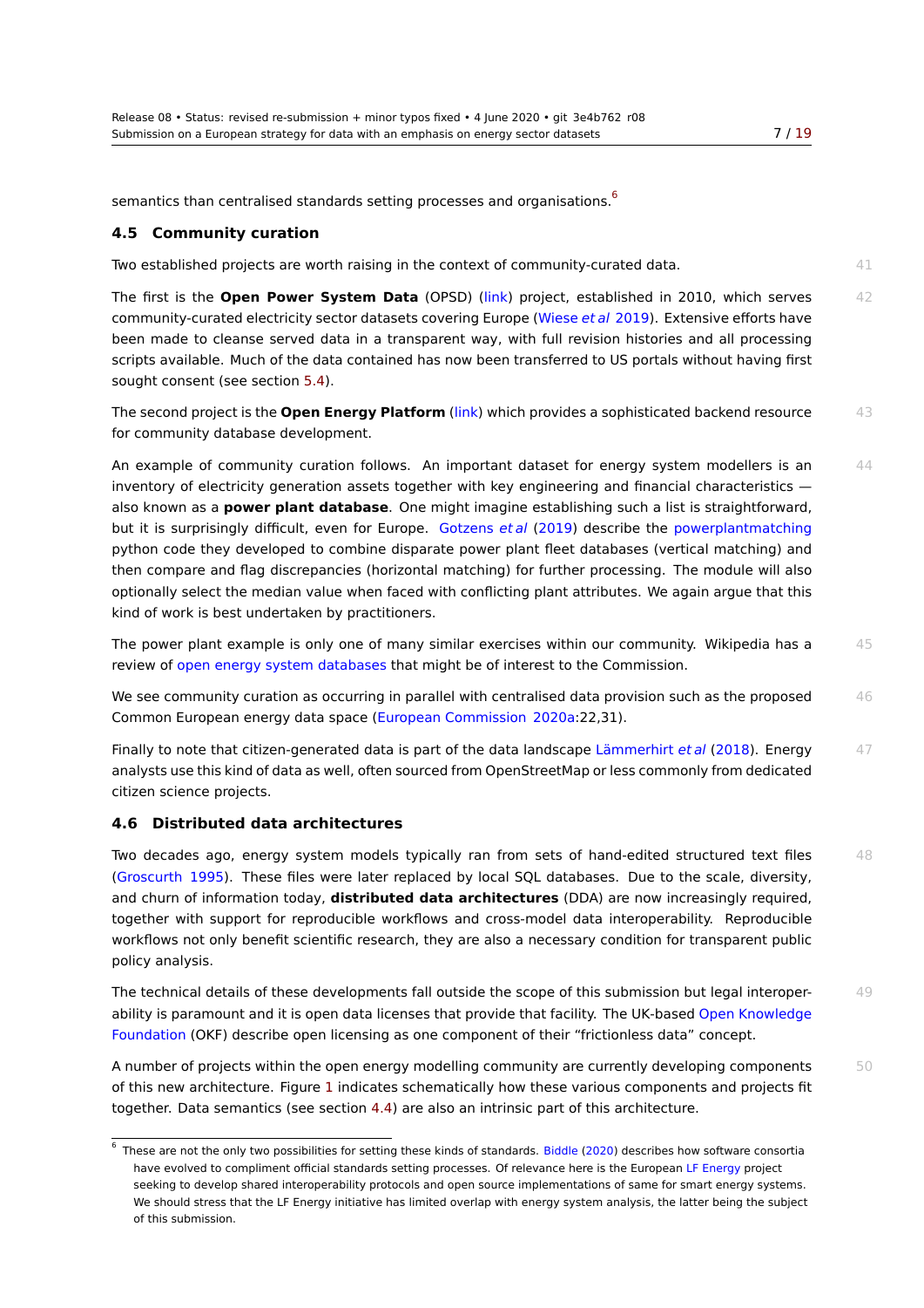semantics than centralised standards setting processes and organisations.[6]

### 4.5 Community curation

Two established projects are worth raising in the context of community-curated data.

The first is the **Open Power System Data** (OPSD) (link) project, established in 2010, which serves community-curated electricity sector datasets covering Europe (Wiese *et al* 2019). Extensive efforts have been made to cleanse served data in a transparent way, with full revision histories and all processing scripts available. Much of the data contained has now been transferred to US portals without having first sought consent (see section 5.4).

The second project is the **Open Energy Platform** (link) which provides a sophisticated backend resource for community database development.

An example of community curation follows. An important dataset for energy system modellers is an inventory of electricity generation assets together with key engineering and financial characteristics — also known as a **power plant database**. One might imagine establishing such a list is straightforward, but it is surprisingly difficult, even for Europe. Gotzens *et al* (2019) describe the powerplantmatching python code they developed to combine disparate power plant fleet databases (vertical matching) and then compare and flag discrepancies (horizontal matching) for further processing. The module will also optionally select the median value when faced with conflicting plant attributes. We again argue that this kind of work is best undertaken by practitioners.

The power plant example is only one of many similar exercises within our community. Wikipedia has a review of open energy system databases that might be of interest to the Commission.

We see community curation as occurring in parallel with centralised data provision such as the proposed Common European energy data space (European Commission 2020a:22,31).

Finally to note that citizen-generated data is part of the data landscape Lämmerhirt *et al* (2018). Energy analysts use this kind of data as well, often sourced from OpenStreetMap or less commonly from dedicated citizen science projects.

### 4.6 Distributed data architectures

Two decades ago, energy system models typically ran from sets of hand-edited structured text files (Groscurth 1995). These files were later replaced by local SQL databases. Due to the scale, diversity, and churn of information today, **distributed data architectures** (DDA) are now increasingly required, together with support for reproducible workflows and cross-model data interoperability. Reproducible workflows not only benefit scientific research, they are also a necessary condition for transparent public policy analysis.

The technical details of these developments fall outside the scope of this submission but legal interoperability is paramount and it is open data licenses that provide that facility. The UK-based Open Knowledge Foundation (OKF) describe open licensing as one component of their "frictionless data" concept.

A number of projects within the open energy modelling community are currently developing components of this new architecture. Figure 1 indicates schematically how these various components and projects fit together. Data semantics (see section 4.4) are also an intrinsic part of this architecture.

---

[6] These are not the only two possibilities for setting these kinds of standards. Biddle (2020) describes how software consortia have evolved to compliment official standards setting processes. Of relevance here is the European LF Energy project seeking to develop shared interoperability protocols and open source implementations of same for smart energy systems. We should stress that the LF Energy initiative has limited overlap with energy system analysis, the latter being the subject of this submission.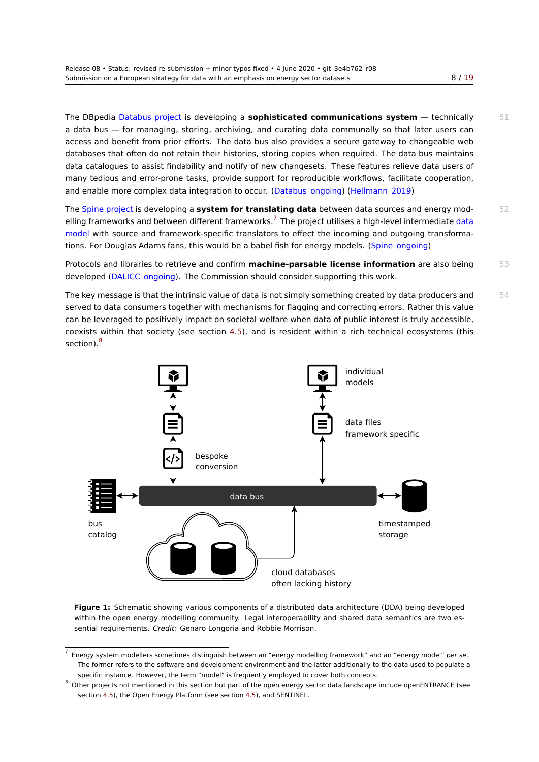The DBpedia Databus project is developing a **sophisticated communications system** — technically a data bus — for managing, storing, archiving, and curating data communally so that later users can access and benefit from prior efforts. The data bus also provides a secure gateway to changeable web databases that often do not retain their histories, storing copies when required. The data bus maintains data catalogues to assist findability and notify of new changesets. These features relieve data users of many tedious and error-prone tasks, provide support for reproducible workflows, facilitate cooperation, and enable more complex data integration to occur. (Databus ongoing) (Hellmann 2019)

The Spine project is developing a **system for translating data** between data sources and energy modelling frameworks and between different frameworks.[7] The project utilises a high-level intermediate data model with source and framework-specific translators to effect the incoming and outgoing transformations. For Douglas Adams fans, this would be a babel fish for energy models. (Spine ongoing)

Protocols and libraries to retrieve and confirm **machine-parsable license information** are also being developed (DALICC ongoing). The Commission should consider supporting this work.

The key message is that the intrinsic value of data is not simply something created by data producers and served to data consumers together with mechanisms for flagging and correcting errors. Rather this value can be leveraged to positively impact on societal welfare when data of public interest is truly accessible, coexists within that society (see section 4.5), and is resident within a rich technical ecosystems (this section).[8]

**Figure 1:** Schematic showing various components of a distributed data architecture (DDA) being developed within the open energy modelling community. Legal interoperability and shared data semantics are two essential requirements. *Credit*: Genaro Longoria and Robbie Morrison.

[7] Energy system modellers sometimes distinguish between an "energy modelling framework" and an "energy model" *per se*. The former refers to the software and development environment and the latter additionally to the data used to populate a specific instance. However, the term "model" is frequently employed to cover both concepts.

[8] Other projects not mentioned in this section but part of the open energy sector data landscape include openENTRANCE (see section 4.5), the Open Energy Platform (see section 4.5), and SENTINEL.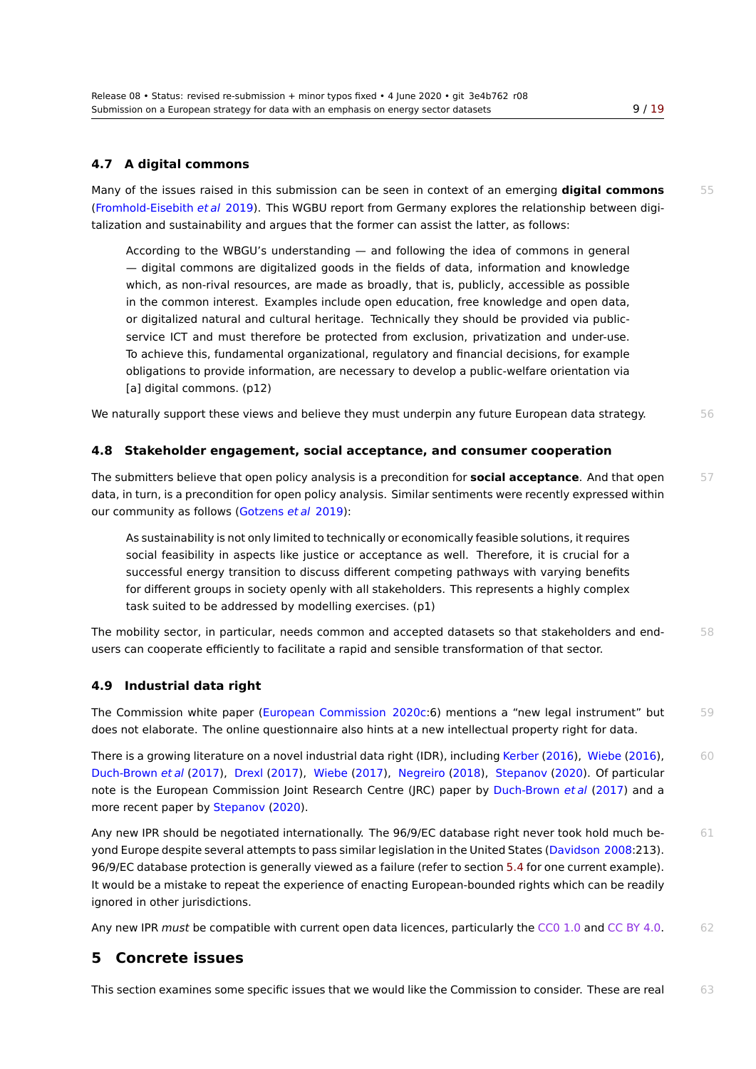### 4.7 A digital commons

Many of the issues raised in this submission can be seen in context of an emerging **digital commons** (Fromhold-Eisebith *et al* 2019). This WGBU report from Germany explores the relationship between digitalization and sustainability and argues that the former can assist the latter, as follows:

> According to the WBGU's understanding — and following the idea of commons in general — digital commons are digitalized goods in the fields of data, information and knowledge which, as non-rival resources, are made as broadly, that is, publicly, accessible as possible in the common interest. Examples include open education, free knowledge and open data, or digitalized natural and cultural heritage. Technically they should be provided via public-service ICT and must therefore be protected from exclusion, privatization and under-use. To achieve this, fundamental organizational, regulatory and financial decisions, for example obligations to provide information, are necessary to develop a public-welfare orientation via [a] digital commons. (p12)

We naturally support these views and believe they must underpin any future European data strategy.

### 4.8 Stakeholder engagement, social acceptance, and consumer cooperation

The submitters believe that open policy analysis is a precondition for **social acceptance**. And that open data, in turn, is a precondition for open policy analysis. Similar sentiments were recently expressed within our community as follows (Gotzens *et al* 2019):

> As sustainability is not only limited to technically or economically feasible solutions, it requires social feasibility in aspects like justice or acceptance as well. Therefore, it is crucial for a successful energy transition to discuss different competing pathways with varying benefits for different groups in society openly with all stakeholders. This represents a highly complex task suited to be addressed by modelling exercises. (p1)

The mobility sector, in particular, needs common and accepted datasets so that stakeholders and end-users can cooperate efficiently to facilitate a rapid and sensible transformation of that sector.

### 4.9 Industrial data right

The Commission white paper (European Commission 2020c:6) mentions a "new legal instrument" but does not elaborate. The online questionnaire also hints at a new intellectual property right for data.

There is a growing literature on a novel industrial data right (IDR), including Kerber (2016), Wiebe (2016), Duch-Brown *et al* (2017), Drexl (2017), Wiebe (2017), Negreiro (2018), Stepanov (2020). Of particular note is the European Commission Joint Research Centre (JRC) paper by Duch-Brown *et al* (2017) and a more recent paper by Stepanov (2020).

Any new IPR should be negotiated internationally. The 96/9/EC database right never took hold much beyond Europe despite several attempts to pass similar legislation in the United States (Davidson 2008:213). 96/9/EC database protection is generally viewed as a failure (refer to section 5.4 for one current example). It would be a mistake to repeat the experience of enacting European-bounded rights which can be readily ignored in other jurisdictions.

Any new IPR *must* be compatible with current open data licences, particularly the CC0 1.0 and CC BY 4.0.

## 5 Concrete issues

This section examines some specific issues that we would like the Commission to consider. These are real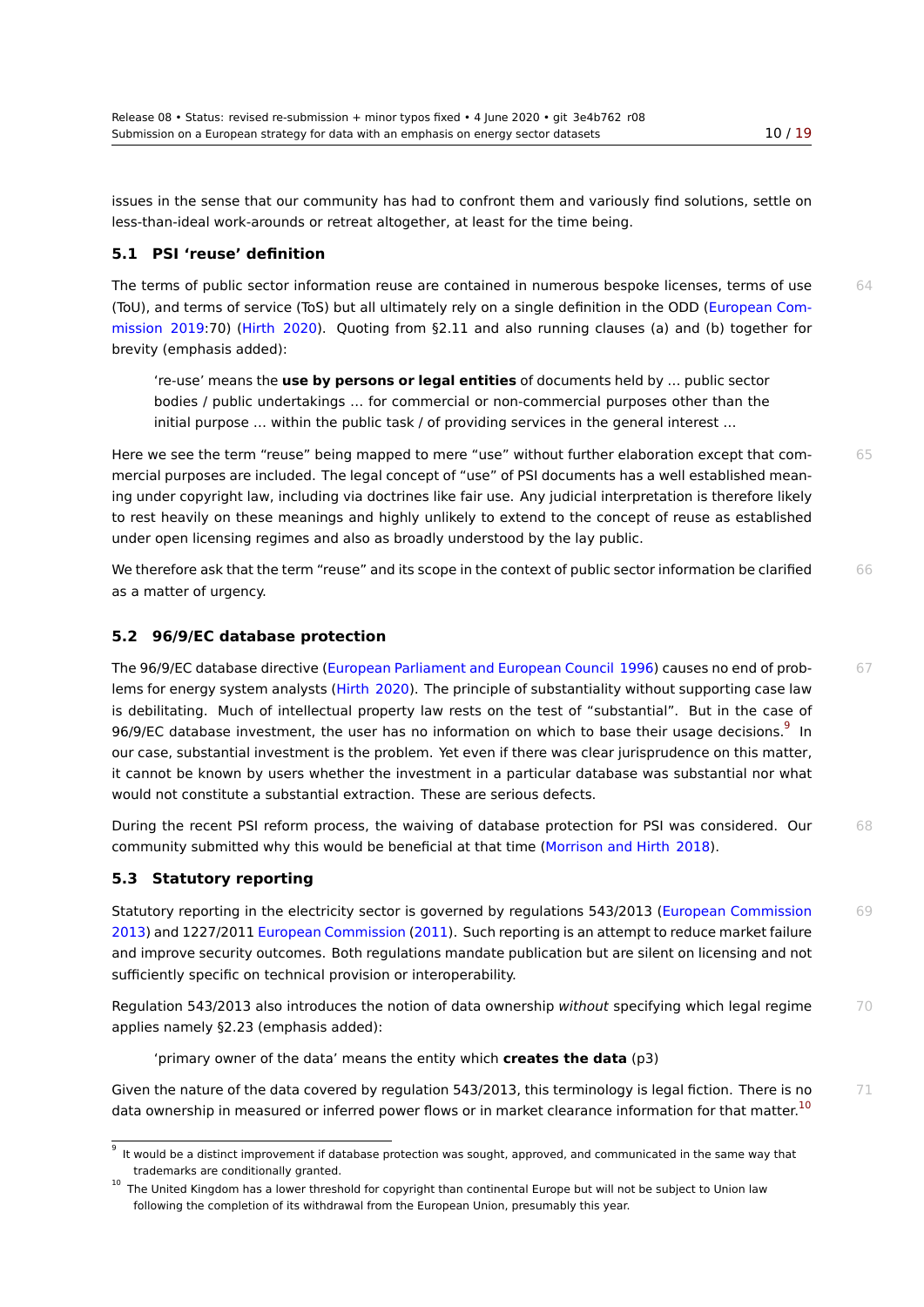issues in the sense that our community has had to confront them and variously find solutions, settle on less-than-ideal work-arounds or retreat altogether, at least for the time being.

### 5.1 PSI 'reuse' definition

The terms of public sector information reuse are contained in numerous bespoke licenses, terms of use (ToU), and terms of service (ToS) but all ultimately rely on a single definition in the ODD (European Commission 2019:70) (Hirth 2020). Quoting from §2.11 and also running clauses (a) and (b) together for brevity (emphasis added):

> 're-use' means the **use by persons or legal entities** of documents held by … public sector bodies / public undertakings … for commercial or non-commercial purposes other than the initial purpose … within the public task / of providing services in the general interest …

Here we see the term "reuse" being mapped to mere "use" without further elaboration except that commercial purposes are included. The legal concept of "use" of PSI documents has a well established meaning under copyright law, including via doctrines like fair use. Any judicial interpretation is therefore likely to rest heavily on these meanings and highly unlikely to extend to the concept of reuse as established under open licensing regimes and also as broadly understood by the lay public.

We therefore ask that the term "reuse" and its scope in the context of public sector information be clarified as a matter of urgency.

### 5.2 96/9/EC database protection

The 96/9/EC database directive (European Parliament and European Council 1996) causes no end of problems for energy system analysts (Hirth 2020). The principle of substantiality without supporting case law is debilitating. Much of intellectual property law rests on the test of "substantial". But in the case of 96/9/EC database investment, the user has no information on which to base their usage decisions.[9] In our case, substantial investment is the problem. Yet even if there was clear jurisprudence on this matter, it cannot be known by users whether the investment in a particular database was substantial nor what would not constitute a substantial extraction. These are serious defects.

During the recent PSI reform process, the waiving of database protection for PSI was considered. Our community submitted why this would be beneficial at that time (Morrison and Hirth 2018).

### 5.3 Statutory reporting

Statutory reporting in the electricity sector is governed by regulations 543/2013 (European Commission 2013) and 1227/2011 European Commission (2011). Such reporting is an attempt to reduce market failure and improve security outcomes. Both regulations mandate publication but are silent on licensing and not sufficiently specific on technical provision or interoperability.

Regulation 543/2013 also introduces the notion of data ownership *without* specifying which legal regime applies namely §2.23 (emphasis added):

> 'primary owner of the data' means the entity which **creates the data** (p3)

Given the nature of the data covered by regulation 543/2013, this terminology is legal fiction. There is no data ownership in measured or inferred power flows or in market clearance information for that matter.[10]

---

[9] It would be a distinct improvement if database protection was sought, approved, and communicated in the same way that trademarks are conditionally granted.

[10] The United Kingdom has a lower threshold for copyright than continental Europe but will not be subject to Union law following the completion of its withdrawal from the European Union, presumably this year.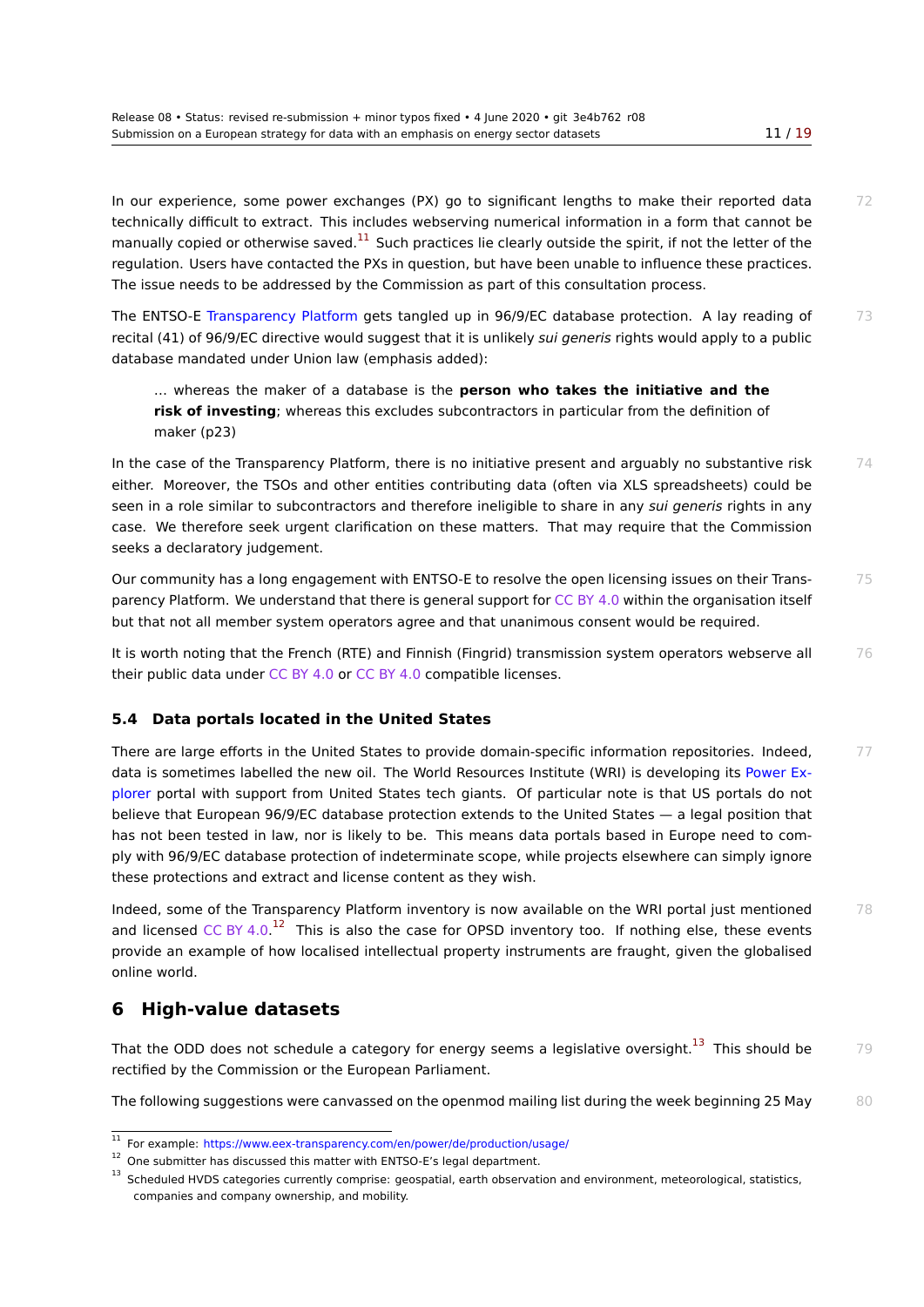In our experience, some power exchanges (PX) go to significant lengths to make their reported data technically difficult to extract. This includes webserving numerical information in a form that cannot be manually copied or otherwise saved.[11] Such practices lie clearly outside the spirit, if not the letter of the regulation. Users have contacted the PXs in question, but have been unable to influence these practices. The issue needs to be addressed by the Commission as part of this consultation process.

The ENTSO-E Transparency Platform gets tangled up in 96/9/EC database protection. A lay reading of recital (41) of 96/9/EC directive would suggest that it is unlikely *sui generis* rights would apply to a public database mandated under Union law (emphasis added):

> ... whereas the maker of a database is the **person who takes the initiative and the risk of investing**; whereas this excludes subcontractors in particular from the definition of maker (p23)

In the case of the Transparency Platform, there is no initiative present and arguably no substantive risk either. Moreover, the TSOs and other entities contributing data (often via XLS spreadsheets) could be seen in a role similar to subcontractors and therefore ineligible to share in any *sui generis* rights in any case. We therefore seek urgent clarification on these matters. That may require that the Commission seeks a declaratory judgement.

Our community has a long engagement with ENTSO-E to resolve the open licensing issues on their Transparency Platform. We understand that there is general support for CC BY 4.0 within the organisation itself but that not all member system operators agree and that unanimous consent would be required.

It is worth noting that the French (RTE) and Finnish (Fingrid) transmission system operators webserve all their public data under CC BY 4.0 or CC BY 4.0 compatible licenses.

### 5.4 Data portals located in the United States

There are large efforts in the United States to provide domain-specific information repositories. Indeed, data is sometimes labelled the new oil. The World Resources Institute (WRI) is developing its Power Explorer portal with support from United States tech giants. Of particular note is that US portals do not believe that European 96/9/EC database protection extends to the United States — a legal position that has not been tested in law, nor is likely to be. This means data portals based in Europe need to comply with 96/9/EC database protection of indeterminate scope, while projects elsewhere can simply ignore these protections and extract and license content as they wish.

Indeed, some of the Transparency Platform inventory is now available on the WRI portal just mentioned and licensed CC BY 4.0.[12] This is also the case for OPSD inventory too. If nothing else, these events provide an example of how localised intellectual property instruments are fraught, given the globalised online world.

## 6 High-value datasets

That the ODD does not schedule a category for energy seems a legislative oversight.[13] This should be rectified by the Commission or the European Parliament.

The following suggestions were canvassed on the openmod mailing list during the week beginning 25 May

---

[11] For example: https://www.eex-transparency.com/en/power/de/production/usage/

[12] One submitter has discussed this matter with ENTSO-E's legal department.

[13] Scheduled HVDS categories currently comprise: geospatial, earth observation and environment, meteorological, statistics, companies and company ownership, and mobility.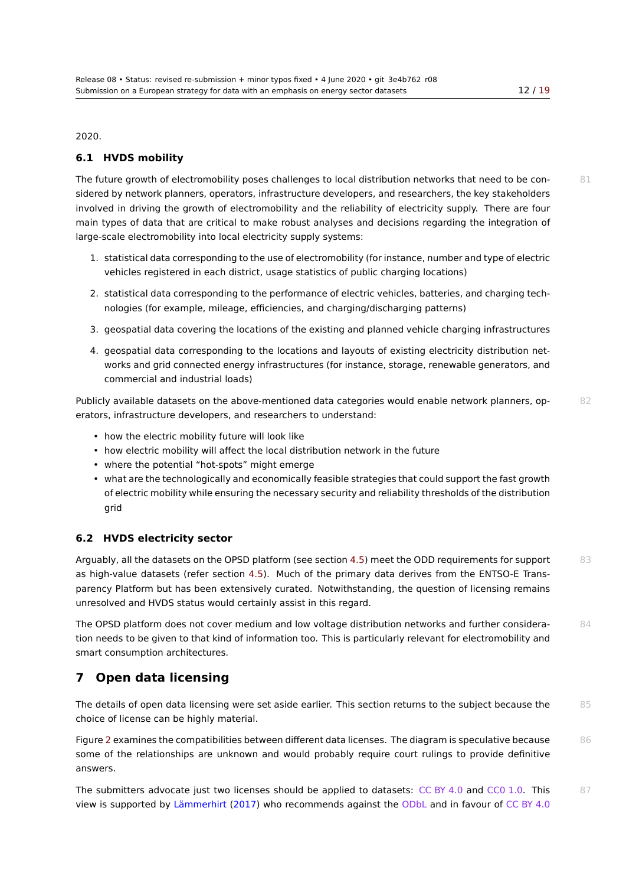2020.

### 6.1 HVDS mobility

The future growth of electromobility poses challenges to local distribution networks that need to be considered by network planners, operators, infrastructure developers, and researchers, the key stakeholders involved in driving the growth of electromobility and the reliability of electricity supply. There are four main types of data that are critical to make robust analyses and decisions regarding the integration of large-scale electromobility into local electricity supply systems:

1. statistical data corresponding to the use of electromobility (for instance, number and type of electric vehicles registered in each district, usage statistics of public charging locations)
2. statistical data corresponding to the performance of electric vehicles, batteries, and charging technologies (for example, mileage, efficiencies, and charging/discharging patterns)
3. geospatial data covering the locations of the existing and planned vehicle charging infrastructures
4. geospatial data corresponding to the locations and layouts of existing electricity distribution networks and grid connected energy infrastructures (for instance, storage, renewable generators, and commercial and industrial loads)

Publicly available datasets on the above-mentioned data categories would enable network planners, operators, infrastructure developers, and researchers to understand:

- how the electric mobility future will look like
- how electric mobility will affect the local distribution network in the future
- where the potential "hot-spots" might emerge
- what are the technologically and economically feasible strategies that could support the fast growth of electric mobility while ensuring the necessary security and reliability thresholds of the distribution grid

### 6.2 HVDS electricity sector

Arguably, all the datasets on the OPSD platform (see section 4.5) meet the ODD requirements for support as high-value datasets (refer section 4.5). Much of the primary data derives from the ENTSO-E Transparency Platform but has been extensively curated. Notwithstanding, the question of licensing remains unresolved and HVDS status would certainly assist in this regard.

The OPSD platform does not cover medium and low voltage distribution networks and further consideration needs to be given to that kind of information too. This is particularly relevant for electromobility and smart consumption architectures.

## 7 Open data licensing

The details of open data licensing were set aside earlier. This section returns to the subject because the choice of license can be highly material.

Figure 2 examines the compatibilities between different data licenses. The diagram is speculative because some of the relationships are unknown and would probably require court rulings to provide definitive answers.

The submitters advocate just two licenses should be applied to datasets: CC BY 4.0 and CC0 1.0. This view is supported by Lämmerhirt (2017) who recommends against the ODbL and in favour of CC BY 4.0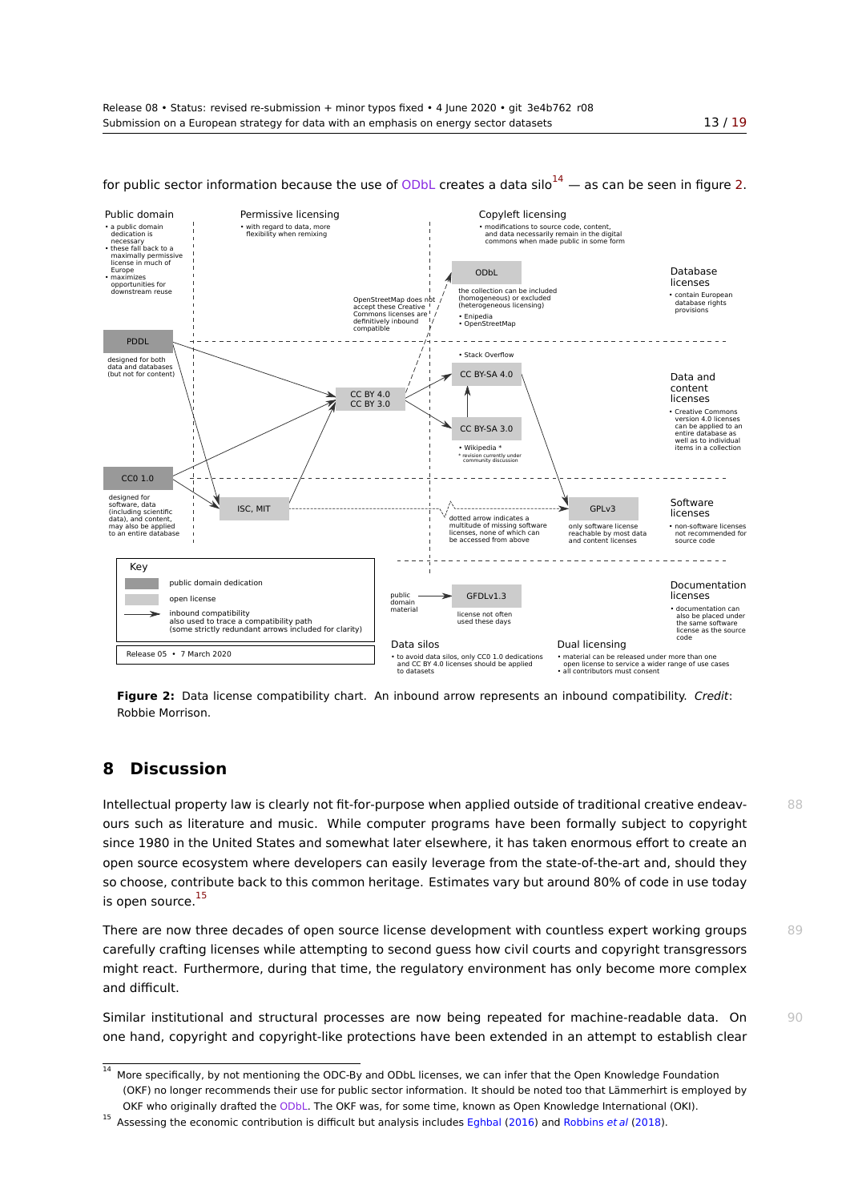for public sector information because the use of ODbL creates a data silo[14] — as can be seen in figure 2.

**Figure 2:** Data license compatibility chart. An inbound arrow represents an inbound compatibility. *Credit*: Robbie Morrison.

## 8 Discussion

Intellectual property law is clearly not fit-for-purpose when applied outside of traditional creative endeavours such as literature and music. While computer programs have been formally subject to copyright since 1980 in the United States and somewhat later elsewhere, it has taken enormous effort to create an open source ecosystem where developers can easily leverage from the state-of-the-art and, should they so choose, contribute back to this common heritage. Estimates vary but around 80% of code in use today is open source.[15]

There are now three decades of open source license development with countless expert working groups carefully crafting licenses while attempting to second guess how civil courts and copyright transgressors might react. Furthermore, during that time, the regulatory environment has only become more complex and difficult.

Similar institutional and structural processes are now being repeated for machine-readable data. On one hand, copyright and copyright-like protections have been extended in an attempt to establish clear

---

[14] More specifically, by not mentioning the ODC-By and ODbL licenses, we can infer that the Open Knowledge Foundation (OKF) no longer recommends their use for public sector information. It should be noted too that Lämmerhirt is employed by OKF who originally drafted the ODbL. The OKF was, for some time, known as Open Knowledge International (OKI).

[15] Assessing the economic contribution is difficult but analysis includes Eghbal (2016) and Robbins *et al* (2018).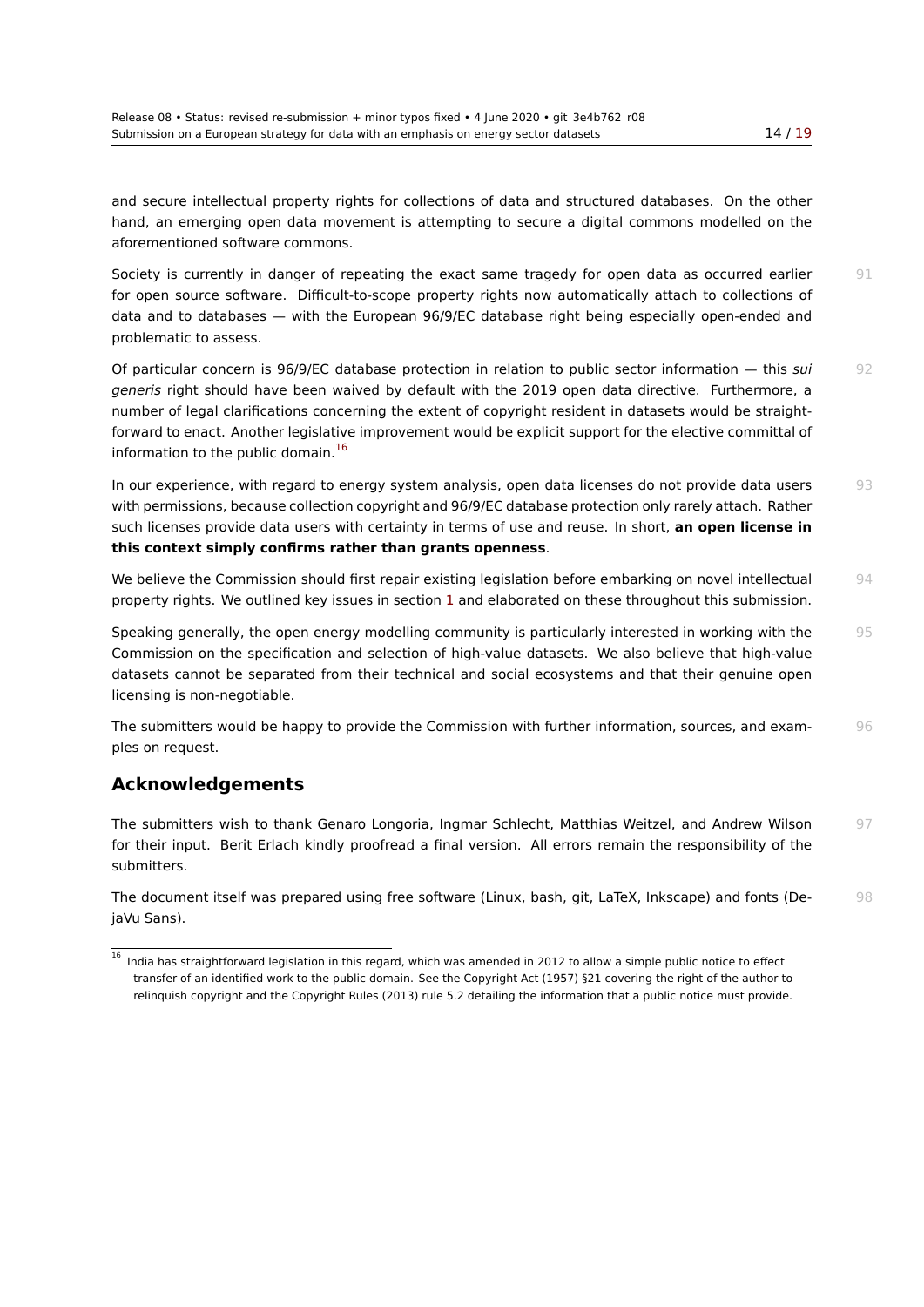and secure intellectual property rights for collections of data and structured databases. On the other hand, an emerging open data movement is attempting to secure a digital commons modelled on the aforementioned software commons.

Society is currently in danger of repeating the exact same tragedy for open data as occurred earlier for open source software. Difficult-to-scope property rights now automatically attach to collections of data and to databases — with the European 96/9/EC database right being especially open-ended and problematic to assess.

Of particular concern is 96/9/EC database protection in relation to public sector information — this *sui generis* right should have been waived by default with the 2019 open data directive. Furthermore, a number of legal clarifications concerning the extent of copyright resident in datasets would be straightforward to enact. Another legislative improvement would be explicit support for the elective committal of information to the public domain.[16]

In our experience, with regard to energy system analysis, open data licenses do not provide data users with permissions, because collection copyright and 96/9/EC database protection only rarely attach. Rather such licenses provide data users with certainty in terms of use and reuse. In short, **an open license in this context simply confirms rather than grants openness**.

We believe the Commission should first repair existing legislation before embarking on novel intellectual property rights. We outlined key issues in section 1 and elaborated on these throughout this submission.

Speaking generally, the open energy modelling community is particularly interested in working with the Commission on the specification and selection of high-value datasets. We also believe that high-value datasets cannot be separated from their technical and social ecosystems and that their genuine open licensing is non-negotiable.

The submitters would be happy to provide the Commission with further information, sources, and examples on request.

## Acknowledgements

The submitters wish to thank Genaro Longoria, Ingmar Schlecht, Matthias Weitzel, and Andrew Wilson for their input. Berit Erlach kindly proofread a final version. All errors remain the responsibility of the submitters.

The document itself was prepared using free software (Linux, bash, git, LaTeX, Inkscape) and fonts (DejaVu Sans).

---

[16] India has straightforward legislation in this regard, which was amended in 2012 to allow a simple public notice to effect transfer of an identified work to the public domain. See the Copyright Act (1957) §21 covering the right of the author to relinquish copyright and the Copyright Rules (2013) rule 5.2 detailing the information that a public notice must provide.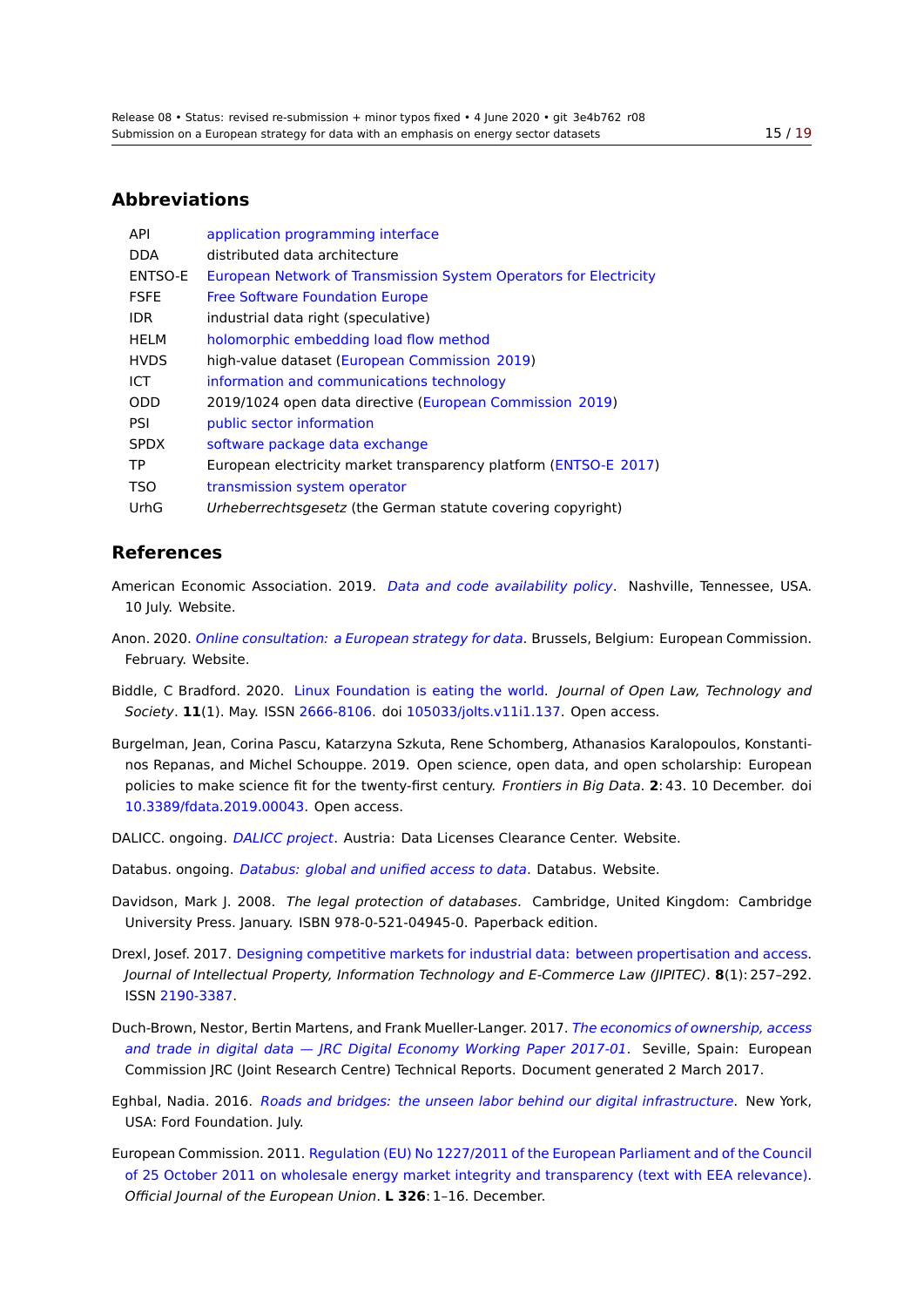## Abbreviations

| | |
|---|---|
| API | application programming interface |
| DDA | distributed data architecture |
| ENTSO-E | European Network of Transmission System Operators for Electricity |
| FSFE | Free Software Foundation Europe |
| IDR | industrial data right (speculative) |
| HELM | holomorphic embedding load flow method |
| HVDS | high-value dataset (European Commission 2019) |
| ICT | information and communications technology |
| ODD | 2019/1024 open data directive (European Commission 2019) |
| PSI | public sector information |
| SPDX | software package data exchange |
| TP | European electricity market transparency platform (ENTSO-E 2017) |
| TSO | transmission system operator |
| UrhG | *Urheberrechtsgesetz* (the German statute covering copyright) |

## References

American Economic Association. 2019. *Data and code availability policy*. Nashville, Tennessee, USA. 10 July. Website.

Anon. 2020. *Online consultation: a European strategy for data*. Brussels, Belgium: European Commission. February. Website.

Biddle, C Bradford. 2020. Linux Foundation is eating the world. *Journal of Open Law, Technology and Society*. **11**(1). May. ISSN 2666-8106. doi 105033/jolts.v11i1.137. Open access.

Burgelman, Jean, Corina Pascu, Katarzyna Szkuta, Rene Schomberg, Athanasios Karalopoulos, Konstantinos Repanas, and Michel Schouppe. 2019. Open science, open data, and open scholarship: European policies to make science fit for the twenty-first century. *Frontiers in Big Data*. **2**: 43. 10 December. doi 10.3389/fdata.2019.00043. Open access.

DALICC. ongoing. *DALICC project*. Austria: Data Licenses Clearance Center. Website.

Databus. ongoing. *Databus: global and unified access to data*. Databus. Website.

Davidson, Mark J. 2008. *The legal protection of databases*. Cambridge, United Kingdom: Cambridge University Press. January. ISBN 978-0-521-04945-0. Paperback edition.

Drexl, Josef. 2017. Designing competitive markets for industrial data: between propertisation and access. *Journal of Intellectual Property, Information Technology and E-Commerce Law (JIPITEC)*. **8**(1): 257–292. ISSN 2190-3387.

Duch-Brown, Nestor, Bertin Martens, and Frank Mueller-Langer. 2017. *The economics of ownership, access and trade in digital data — JRC Digital Economy Working Paper 2017-01*. Seville, Spain: European Commission JRC (Joint Research Centre) Technical Reports. Document generated 2 March 2017.

Eghbal, Nadia. 2016. *Roads and bridges: the unseen labor behind our digital infrastructure*. New York, USA: Ford Foundation. July.

European Commission. 2011. Regulation (EU) No 1227/2011 of the European Parliament and of the Council of 25 October 2011 on wholesale energy market integrity and transparency (text with EEA relevance). *Official Journal of the European Union*. **L 326**: 1–16. December.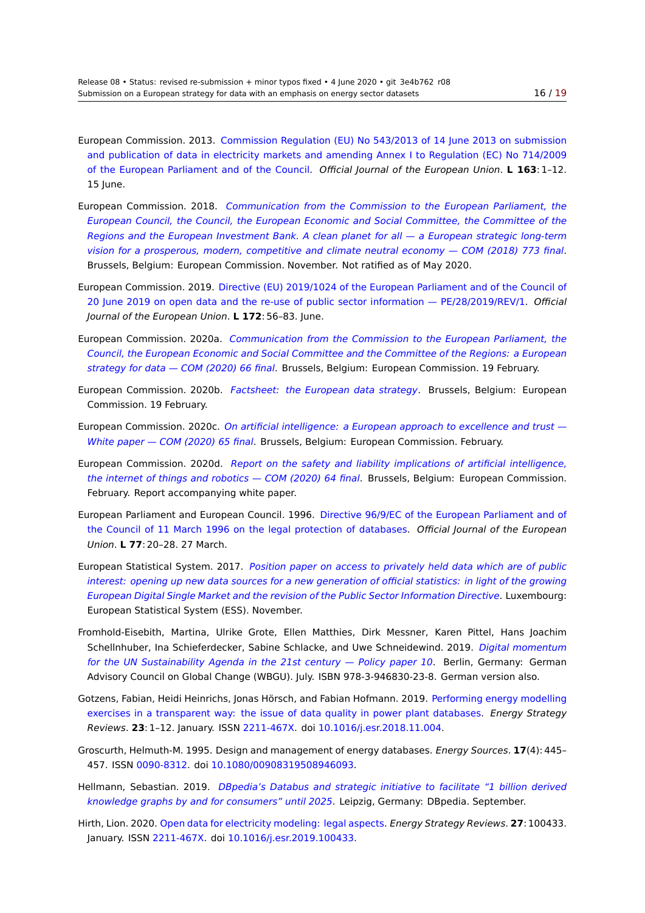European Commission. 2013. Commission Regulation (EU) No 543/2013 of 14 June 2013 on submission and publication of data in electricity markets and amending Annex I to Regulation (EC) No 714/2009 of the European Parliament and of the Council. *Official Journal of the European Union*. **L 163**: 1–12. 15 June.

European Commission. 2018. *Communication from the Commission to the European Parliament, the European Council, the Council, the European Economic and Social Committee, the Committee of the Regions and the European Investment Bank. A clean planet for all — a European strategic long-term vision for a prosperous, modern, competitive and climate neutral economy — COM (2018) 773 final*. Brussels, Belgium: European Commission. November. Not ratified as of May 2020.

European Commission. 2019. Directive (EU) 2019/1024 of the European Parliament and of the Council of 20 June 2019 on open data and the re-use of public sector information — PE/28/2019/REV/1. *Official Journal of the European Union*. **L 172**: 56–83. June.

European Commission. 2020a. *Communication from the Commission to the European Parliament, the Council, the European Economic and Social Committee and the Committee of the Regions: a European strategy for data — COM (2020) 66 final*. Brussels, Belgium: European Commission. 19 February.

European Commission. 2020b. *Factsheet: the European data strategy*. Brussels, Belgium: European Commission. 19 February.

European Commission. 2020c. *On artificial intelligence: a European approach to excellence and trust — White paper — COM (2020) 65 final*. Brussels, Belgium: European Commission. February.

European Commission. 2020d. *Report on the safety and liability implications of artificial intelligence, the internet of things and robotics — COM (2020) 64 final*. Brussels, Belgium: European Commission. February. Report accompanying white paper.

European Parliament and European Council. 1996. Directive 96/9/EC of the European Parliament and of the Council of 11 March 1996 on the legal protection of databases. *Official Journal of the European Union*. **L 77**: 20–28. 27 March.

European Statistical System. 2017. *Position paper on access to privately held data which are of public interest: opening up new data sources for a new generation of official statistics: in light of the growing European Digital Single Market and the revision of the Public Sector Information Directive*. Luxembourg: European Statistical System (ESS). November.

Fromhold-Eisebith, Martina, Ulrike Grote, Ellen Matthies, Dirk Messner, Karen Pittel, Hans Joachim Schellnhuber, Ina Schieferdecker, Sabine Schlacke, and Uwe Schneidewind. 2019. *Digital momentum for the UN Sustainability Agenda in the 21st century — Policy paper 10*. Berlin, Germany: German Advisory Council on Global Change (WBGU). July. ISBN 978-3-946830-23-8. German version also.

Gotzens, Fabian, Heidi Heinrichs, Jonas Hörsch, and Fabian Hofmann. 2019. Performing energy modelling exercises in a transparent way: the issue of data quality in power plant databases. *Energy Strategy Reviews*. **23**: 1–12. January. ISSN 2211-467X. doi 10.1016/j.esr.2018.11.004.

Groscurth, Helmuth-M. 1995. Design and management of energy databases. *Energy Sources*. **17**(4): 445–457. ISSN 0090-8312. doi 10.1080/00908319508946093.

Hellmann, Sebastian. 2019. *DBpedia's Databus and strategic initiative to facilitate "1 billion derived knowledge graphs by and for consumers" until 2025*. Leipzig, Germany: DBpedia. September.

Hirth, Lion. 2020. Open data for electricity modeling: legal aspects. *Energy Strategy Reviews*. **27**: 100433. January. ISSN 2211-467X. doi 10.1016/j.esr.2019.100433.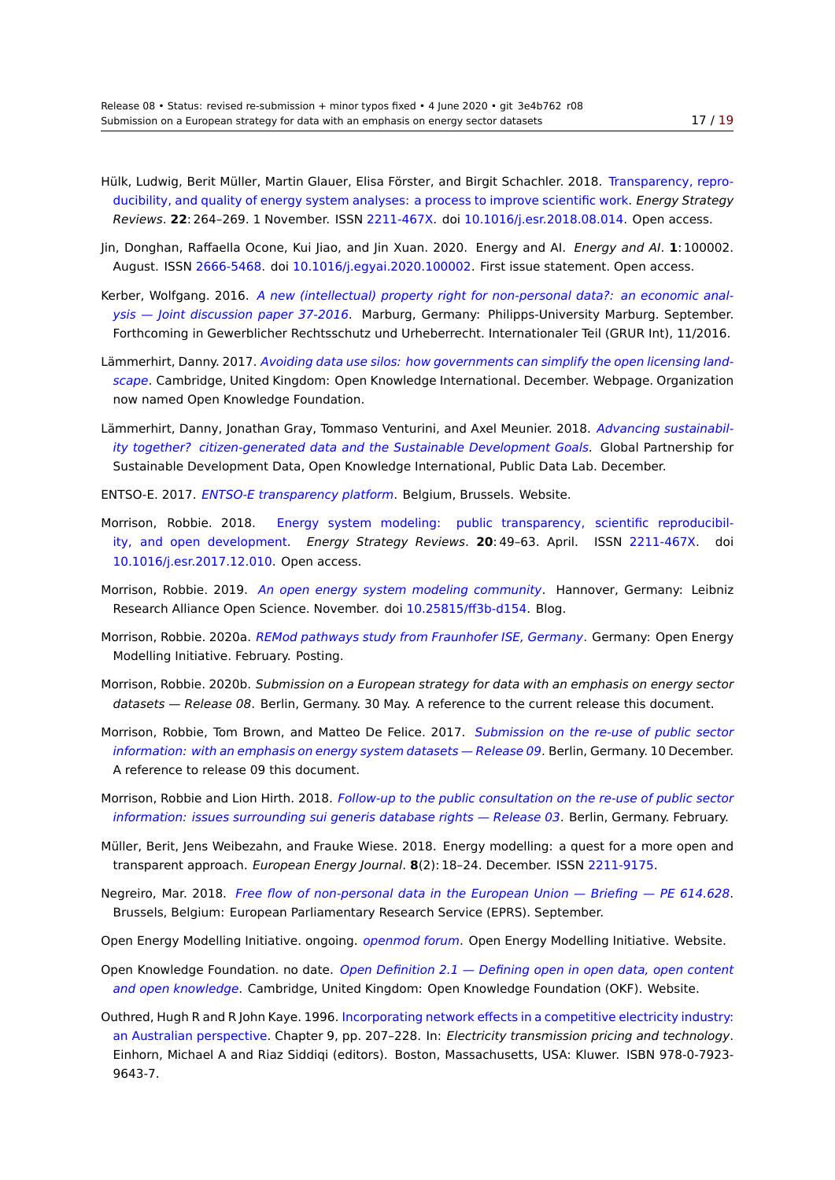Hülk, Ludwig, Berit Müller, Martin Glauer, Elisa Förster, and Birgit Schachler. 2018. Transparency, reproducibility, and quality of energy system analyses: a process to improve scientific work. *Energy Strategy Reviews*. **22**: 264–269. 1 November. ISSN 2211-467X. doi 10.1016/j.esr.2018.08.014. Open access.

Jin, Donghan, Raffaella Ocone, Kui Jiao, and Jin Xuan. 2020. Energy and AI. *Energy and AI*. **1**: 100002. August. ISSN 2666-5468. doi 10.1016/j.egyai.2020.100002. First issue statement. Open access.

Kerber, Wolfgang. 2016. *A new (intellectual) property right for non-personal data?: an economic analysis — Joint discussion paper 37-2016*. Marburg, Germany: Philipps-University Marburg. September. Forthcoming in Gewerblicher Rechtsschutz und Urheberrecht. Internationaler Teil (GRUR Int), 11/2016.

Lämmerhirt, Danny. 2017. *Avoiding data use silos: how governments can simplify the open licensing landscape*. Cambridge, United Kingdom: Open Knowledge International. December. Webpage. Organization now named Open Knowledge Foundation.

Lämmerhirt, Danny, Jonathan Gray, Tommaso Venturini, and Axel Meunier. 2018. *Advancing sustainability together? citizen-generated data and the Sustainable Development Goals*. Global Partnership for Sustainable Development Data, Open Knowledge International, Public Data Lab. December.

ENTSO-E. 2017. *ENTSO-E transparency platform*. Belgium, Brussels. Website.

Morrison, Robbie. 2018. Energy system modeling: public transparency, scientific reproducibility, and open development. *Energy Strategy Reviews*. **20**: 49–63. April. ISSN 2211-467X. doi 10.1016/j.esr.2017.12.010. Open access.

Morrison, Robbie. 2019. *An open energy system modeling community*. Hannover, Germany: Leibniz Research Alliance Open Science. November. doi 10.25815/ff3b-d154. Blog.

Morrison, Robbie. 2020a. *REMod pathways study from Fraunhofer ISE, Germany*. Germany: Open Energy Modelling Initiative. February. Posting.

Morrison, Robbie. 2020b. *Submission on a European strategy for data with an emphasis on energy sector datasets — Release 08*. Berlin, Germany. 30 May. A reference to the current release this document.

Morrison, Robbie, Tom Brown, and Matteo De Felice. 2017. *Submission on the re-use of public sector information: with an emphasis on energy system datasets — Release 09*. Berlin, Germany. 10 December. A reference to release 09 this document.

Morrison, Robbie and Lion Hirth. 2018. *Follow-up to the public consultation on the re-use of public sector information: issues surrounding sui generis database rights — Release 03*. Berlin, Germany. February.

Müller, Berit, Jens Weibezahn, and Frauke Wiese. 2018. Energy modelling: a quest for a more open and transparent approach. *European Energy Journal*. **8**(2): 18–24. December. ISSN 2211-9175.

Negreiro, Mar. 2018. *Free flow of non-personal data in the European Union — Briefing — PE 614.628*. Brussels, Belgium: European Parliamentary Research Service (EPRS). September.

Open Energy Modelling Initiative. ongoing. *openmod forum*. Open Energy Modelling Initiative. Website.

Open Knowledge Foundation. no date. *Open Definition 2.1 — Defining open in open data, open content and open knowledge*. Cambridge, United Kingdom: Open Knowledge Foundation (OKF). Website.

Outhred, Hugh R and R John Kaye. 1996. Incorporating network effects in a competitive electricity industry: an Australian perspective. Chapter 9, pp. 207–228. In: *Electricity transmission pricing and technology*. Einhorn, Michael A and Riaz Siddiqi (editors). Boston, Massachusetts, USA: Kluwer. ISBN 978-0-7923-9643-7.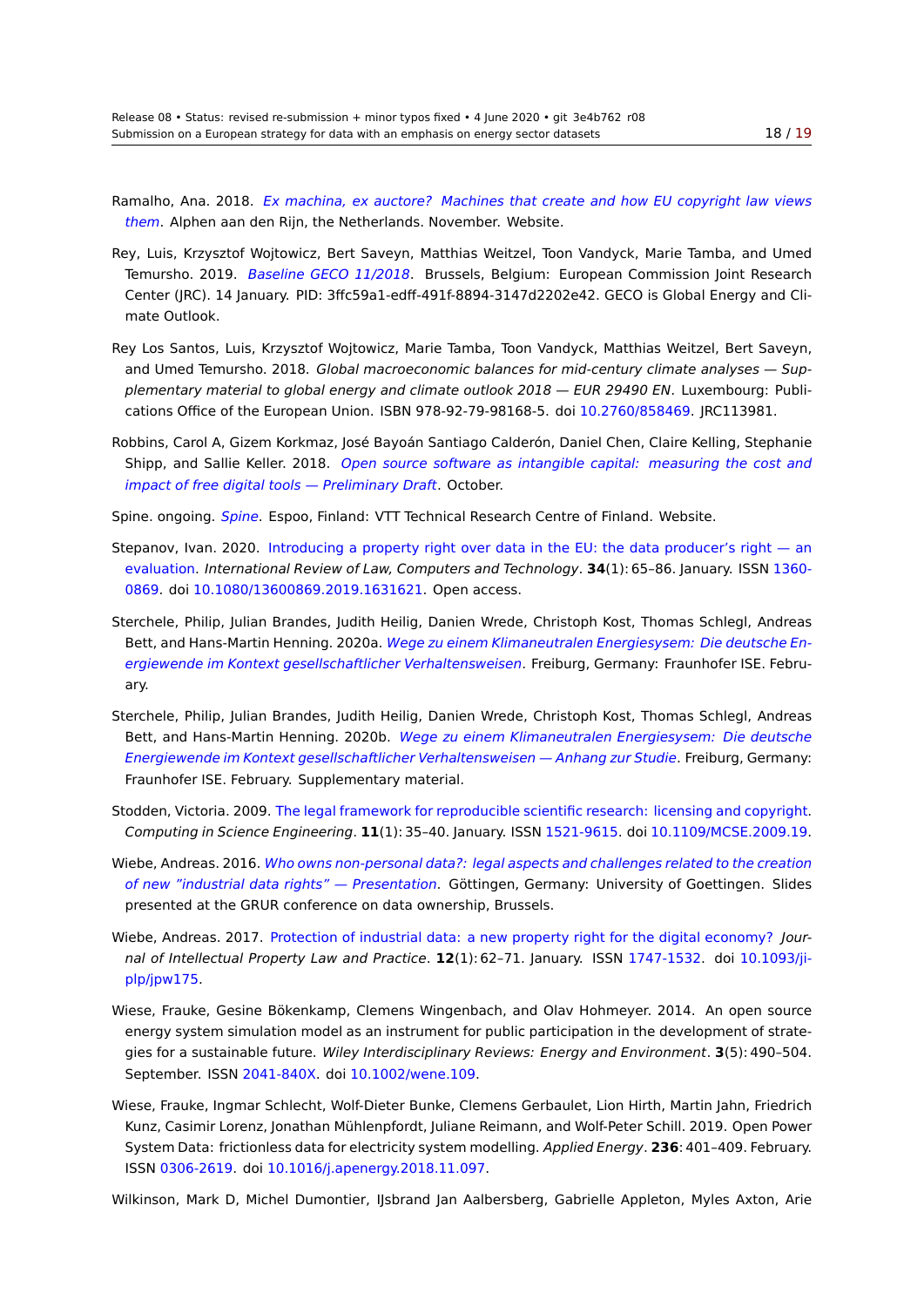Ramalho, Ana. 2018. *Ex machina, ex auctore? Machines that create and how EU copyright law views them*. Alphen aan den Rijn, the Netherlands. November. Website.

Rey, Luis, Krzysztof Wojtowicz, Bert Saveyn, Matthias Weitzel, Toon Vandyck, Marie Tamba, and Umed Temursho. 2019. *Baseline GECO 11/2018*. Brussels, Belgium: European Commission Joint Research Center (JRC). 14 January. PID: 3ffc59a1-edff-491f-8894-3147d2202e42. GECO is Global Energy and Climate Outlook.

Rey Los Santos, Luis, Krzysztof Wojtowicz, Marie Tamba, Toon Vandyck, Matthias Weitzel, Bert Saveyn, and Umed Temursho. 2018. *Global macroeconomic balances for mid-century climate analyses — Supplementary material to global energy and climate outlook 2018 — EUR 29490 EN*. Luxembourg: Publications Office of the European Union. ISBN 978-92-79-98168-5. doi 10.2760/858469. JRC113981.

Robbins, Carol A, Gizem Korkmaz, José Bayoán Santiago Calderón, Daniel Chen, Claire Kelling, Stephanie Shipp, and Sallie Keller. 2018. *Open source software as intangible capital: measuring the cost and impact of free digital tools — Preliminary Draft*. October.

Spine. ongoing. *Spine*. Espoo, Finland: VTT Technical Research Centre of Finland. Website.

Stepanov, Ivan. 2020. Introducing a property right over data in the EU: the data producer's right — an evaluation. *International Review of Law, Computers and Technology*. **34**(1): 65–86. January. ISSN 1360-0869. doi 10.1080/13600869.2019.1631621. Open access.

Sterchele, Philip, Julian Brandes, Judith Heilig, Danien Wrede, Christoph Kost, Thomas Schlegl, Andreas Bett, and Hans-Martin Henning. 2020a. *Wege zu einem Klimaneutralen Energiesysem: Die deutsche Energiewende im Kontext gesellschaftlicher Verhaltensweisen*. Freiburg, Germany: Fraunhofer ISE. February.

Sterchele, Philip, Julian Brandes, Judith Heilig, Danien Wrede, Christoph Kost, Thomas Schlegl, Andreas Bett, and Hans-Martin Henning. 2020b. *Wege zu einem Klimaneutralen Energiesysem: Die deutsche Energiewende im Kontext gesellschaftlicher Verhaltensweisen — Anhang zur Studie*. Freiburg, Germany: Fraunhofer ISE. February. Supplementary material.

Stodden, Victoria. 2009. The legal framework for reproducible scientific research: licensing and copyright. *Computing in Science Engineering*. **11**(1): 35–40. January. ISSN 1521-9615. doi 10.1109/MCSE.2009.19.

Wiebe, Andreas. 2016. *Who owns non-personal data?: legal aspects and challenges related to the creation of new "industrial data rights" — Presentation*. Göttingen, Germany: University of Goettingen. Slides presented at the GRUR conference on data ownership, Brussels.

Wiebe, Andreas. 2017. Protection of industrial data: a new property right for the digital economy? *Journal of Intellectual Property Law and Practice*. **12**(1): 62–71. January. ISSN 1747-1532. doi 10.1093/jiplp/jpw175.

Wiese, Frauke, Gesine Bökenkamp, Clemens Wingenbach, and Olav Hohmeyer. 2014. An open source energy system simulation model as an instrument for public participation in the development of strategies for a sustainable future. *Wiley Interdisciplinary Reviews: Energy and Environment*. **3**(5): 490–504. September. ISSN 2041-840X. doi 10.1002/wene.109.

Wiese, Frauke, Ingmar Schlecht, Wolf-Dieter Bunke, Clemens Gerbaulet, Lion Hirth, Martin Jahn, Friedrich Kunz, Casimir Lorenz, Jonathan Mühlenpfordt, Juliane Reimann, and Wolf-Peter Schill. 2019. Open Power System Data: frictionless data for electricity system modelling. *Applied Energy*. **236**: 401–409. February. ISSN 0306-2619. doi 10.1016/j.apenergy.2018.11.097.

Wilkinson, Mark D, Michel Dumontier, IJsbrand Jan Aalbersberg, Gabrielle Appleton, Myles Axton, Arie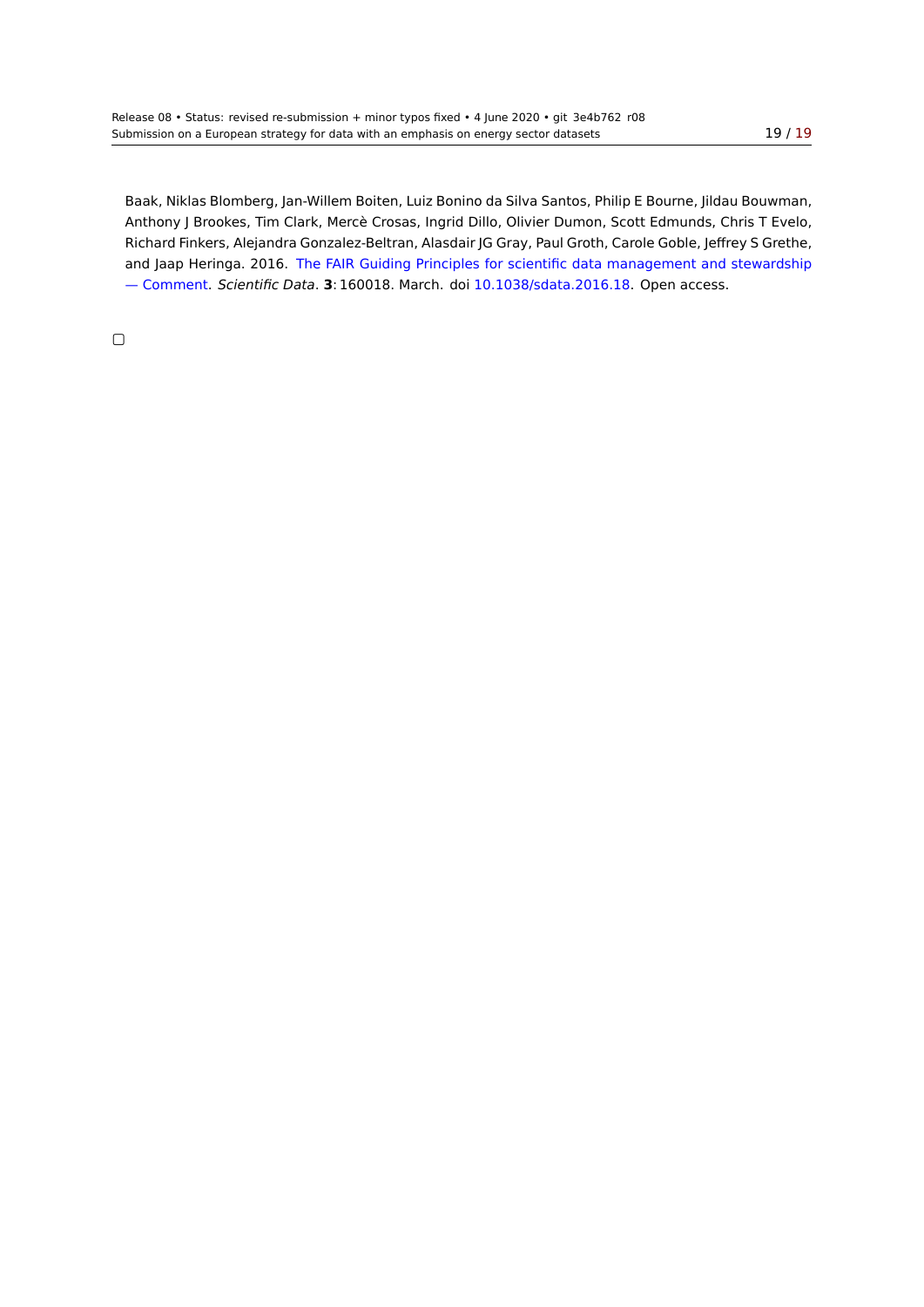Baak, Niklas Blomberg, Jan-Willem Boiten, Luiz Bonino da Silva Santos, Philip E Bourne, Jildau Bouwman, Anthony J Brookes, Tim Clark, Mercè Crosas, Ingrid Dillo, Olivier Dumon, Scott Edmunds, Chris T Evelo, Richard Finkers, Alejandra Gonzalez-Beltran, Alasdair JG Gray, Paul Groth, Carole Goble, Jeffrey S Grethe, and Jaap Heringa. 2016. The FAIR Guiding Principles for scientific data management and stewardship — Comment. *Scientific Data*. **3**: 160018. March. doi 10.1038/sdata.2016.18. Open access.

▢